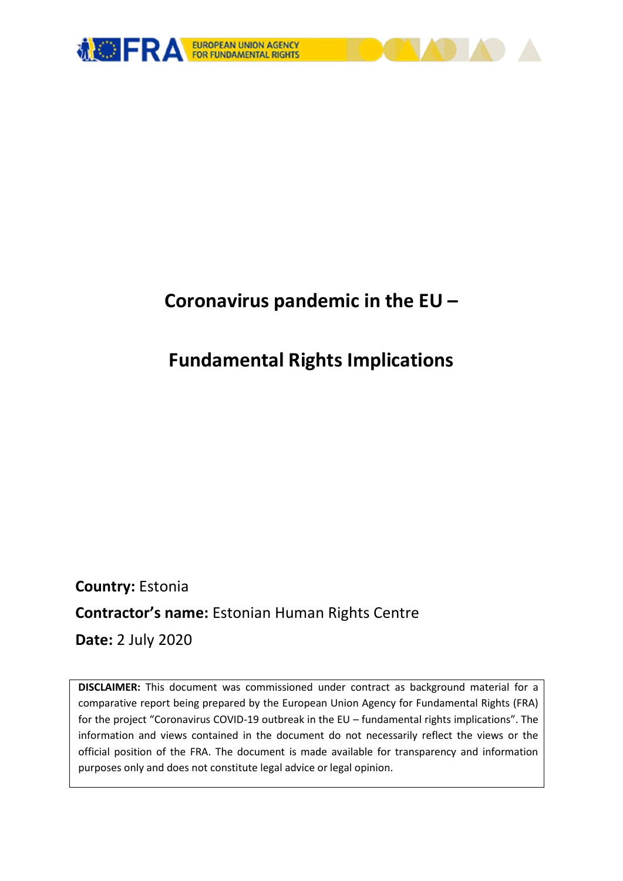# Coronavirus pandemic in the EU –

# Fundamental Rights Implications

**Country:** Estonia

**Contractor's name:** Estonian Human Rights Centre

**Date:** 2 July 2020

**DISCLAIMER:** This document was commissioned under contract as background material for a comparative report being prepared by the European Union Agency for Fundamental Rights (FRA) for the project "Coronavirus COVID-19 outbreak in the EU – fundamental rights implications". The information and views contained in the document do not necessarily reflect the views or the official position of the FRA. The document is made available for transparency and information purposes only and does not constitute legal advice or legal opinion.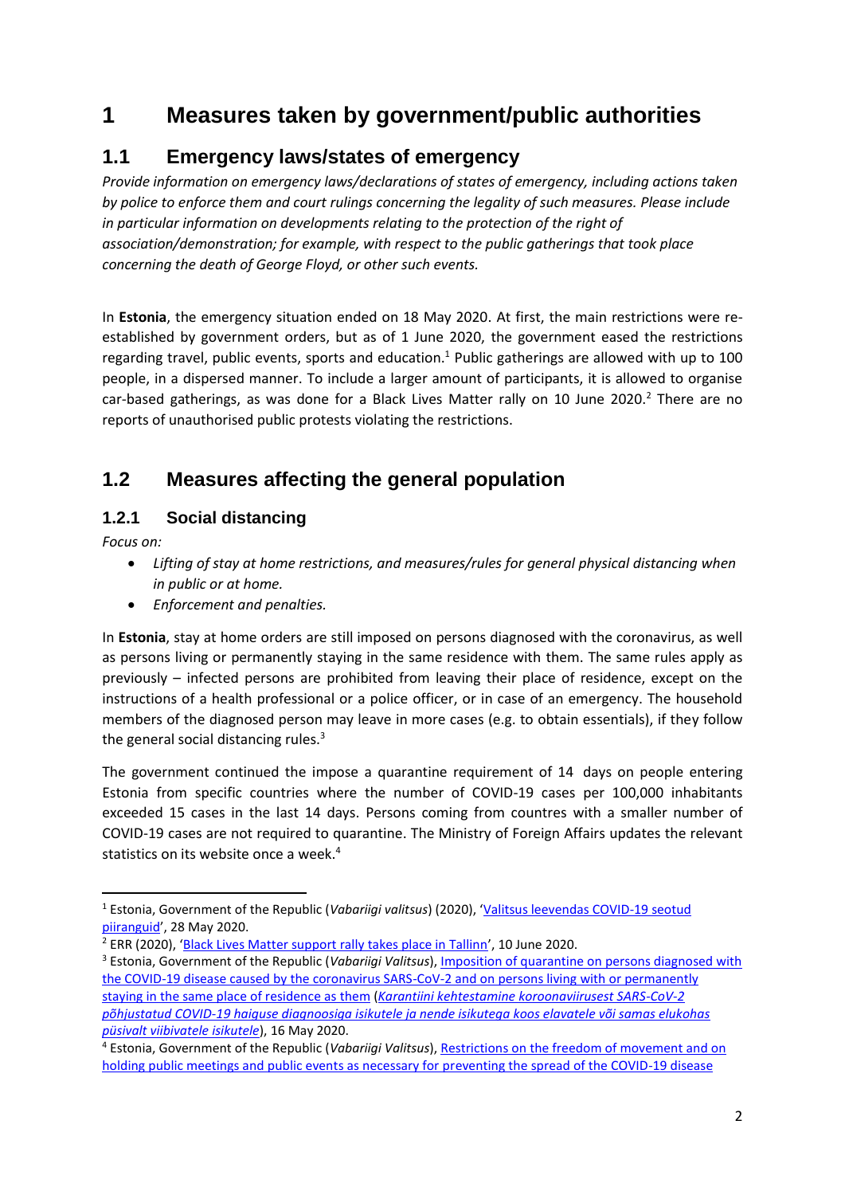# 1 Measures taken by government/public authorities

## 1.1 Emergency laws/states of emergency

*Provide information on emergency laws/declarations of states of emergency, including actions taken by police to enforce them and court rulings concerning the legality of such measures. Please include in particular information on developments relating to the protection of the right of association/demonstration; for example, with respect to the public gatherings that took place concerning the death of George Floyd, or other such events.*

In **Estonia**, the emergency situation ended on 18 May 2020. At first, the main restrictions were re-established by government orders, but as of 1 June 2020, the government eased the restrictions regarding travel, public events, sports and education.[1] Public gatherings are allowed with up to 100 people, in a dispersed manner. To include a larger amount of participants, it is allowed to organise car-based gatherings, as was done for a Black Lives Matter rally on 10 June 2020.[2] There are no reports of unauthorised public protests violating the restrictions.

## 1.2 Measures affecting the general population

### 1.2.1 Social distancing

*Focus on:*

- *Lifting of stay at home restrictions, and measures/rules for general physical distancing when in public or at home.*
- *Enforcement and penalties.*

In **Estonia**, stay at home orders are still imposed on persons diagnosed with the coronavirus, as well as persons living or permanently staying in the same residence with them. The same rules apply as previously – infected persons are prohibited from leaving their place of residence, except on the instructions of a health professional or a police officer, or in case of an emergency. The household members of the diagnosed person may leave in more cases (e.g. to obtain essentials), if they follow the general social distancing rules.[3]

The government continued the impose a quarantine requirement of 14 days on people entering Estonia from specific countries where the number of COVID-19 cases per 100,000 inhabitants exceeded 15 cases in the last 14 days. Persons coming from countres with a smaller number of COVID-19 cases are not required to quarantine. The Ministry of Foreign Affairs updates the relevant statistics on its website once a week.[4]

---

[1] Estonia, Government of the Republic (*Vabariigi valitsus*) (2020), '[Valitsus leevendas COVID-19 seotud piiranguid](#)', 28 May 2020.

[2] ERR (2020), '[Black Lives Matter support rally takes place in Tallinn](#)', 10 June 2020.

[3] Estonia, Government of the Republic (*Vabariigi Valitsus*), [Imposition of quarantine on persons diagnosed with the COVID-19 disease caused by the coronavirus SARS-CoV-2 and on persons living with or permanently staying in the same place of residence as them](#) (*[Karantiini kehtestamine koroonaviirusest SARS-CoV-2 põhjustatud COVID-19 haiguse diagnoosiga isikutele ja nende isikutega koos elavatele või samas elukohas püsivalt viibivatele isikutele](#)*), 16 May 2020.

[4] Estonia, Government of the Republic (*Vabariigi Valitsus*), [Restrictions on the freedom of movement and on holding public meetings and public events as necessary for preventing the spread of the COVID-19 disease](#)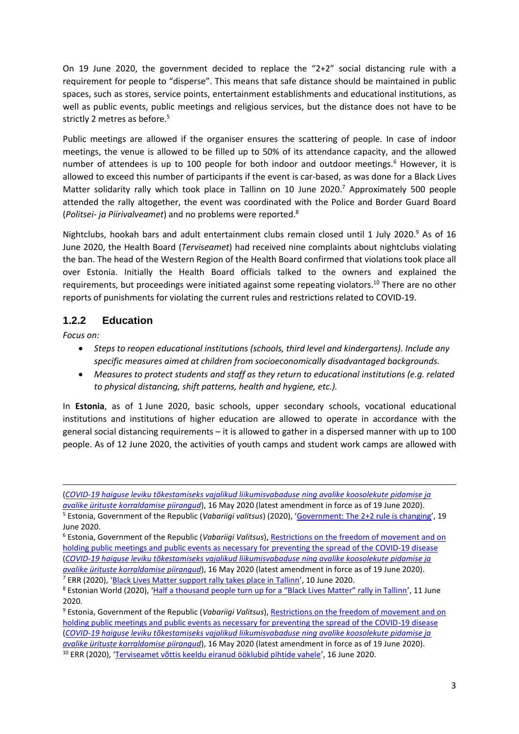On 19 June 2020, the government decided to replace the "2+2" social distancing rule with a requirement for people to "disperse". This means that safe distance should be maintained in public spaces, such as stores, service points, entertainment establishments and educational institutions, as well as public events, public meetings and religious services, but the distance does not have to be strictly 2 metres as before.[5]

Public meetings are allowed if the organiser ensures the scattering of people. In case of indoor meetings, the venue is allowed to be filled up to 50% of its attendance capacity, and the allowed number of attendees is up to 100 people for both indoor and outdoor meetings.[6] However, it is allowed to exceed this number of participants if the event is car-based, as was done for a Black Lives Matter solidarity rally which took place in Tallinn on 10 June 2020.[7] Approximately 500 people attended the rally altogether, the event was coordinated with the Police and Border Guard Board (*Politsei- ja Piirivalveamet*) and no problems were reported.[8]

Nightclubs, hookah bars and adult entertainment clubs remain closed until 1 July 2020.[9] As of 16 June 2020, the Health Board (*Terviseamet*) had received nine complaints about nightclubs violating the ban. The head of the Western Region of the Health Board confirmed that violations took place all over Estonia. Initially the Health Board officials talked to the owners and explained the requirements, but proceedings were initiated against some repeating violators.[10] There are no other reports of punishments for violating the current rules and restrictions related to COVID-19.

### 1.2.2 Education

*Focus on:*

- *Steps to reopen educational institutions (schools, third level and kindergartens). Include any specific measures aimed at children from socioeconomically disadvantaged backgrounds.*
- *Measures to protect students and staff as they return to educational institutions (e.g. related to physical distancing, shift patterns, health and hygiene, etc.).*

In **Estonia**, as of 1 June 2020, basic schools, upper secondary schools, vocational educational institutions and institutions of higher education are allowed to operate in accordance with the general social distancing requirements – it is allowed to gather in a dispersed manner with up to 100 people. As of 12 June 2020, the activities of youth camps and student work camps are allowed with

---

(*COVID-19 haiguse leviku tõkestamiseks vajalikud liikumisvabaduse ning avalike koosolekute pidamise ja avalike ürituste korraldamise piirangud*), 16 May 2020 (latest amendment in force as of 19 June 2020).

[5] Estonia, Government of the Republic (*Vabariigi valitsus*) (2020), 'Government: The 2+2 rule is changing', 19 June 2020.

[6] Estonia, Government of the Republic (*Vabariigi Valitsus*), Restrictions on the freedom of movement and on holding public meetings and public events as necessary for preventing the spread of the COVID-19 disease (*COVID-19 haiguse leviku tõkestamiseks vajalikud liikumisvabaduse ning avalike koosolekute pidamise ja avalike ürituste korraldamise piirangud*), 16 May 2020 (latest amendment in force as of 19 June 2020).

[7] ERR (2020), 'Black Lives Matter support rally takes place in Tallinn', 10 June 2020.

[8] Estonian World (2020), 'Half a thousand people turn up for a "Black Lives Matter" rally in Tallinn', 11 June 2020.

[9] Estonia, Government of the Republic (*Vabariigi Valitsus*), Restrictions on the freedom of movement and on holding public meetings and public events as necessary for preventing the spread of the COVID-19 disease (*COVID-19 haiguse leviku tõkestamiseks vajalikud liikumisvabaduse ning avalike koosolekute pidamise ja avalike ürituste korraldamise piirangud*), 16 May 2020 (latest amendment in force as of 19 June 2020).

[10] ERR (2020), 'Terviseamet võttis keeldu eiranud ööklubid pihtide vahele', 16 June 2020.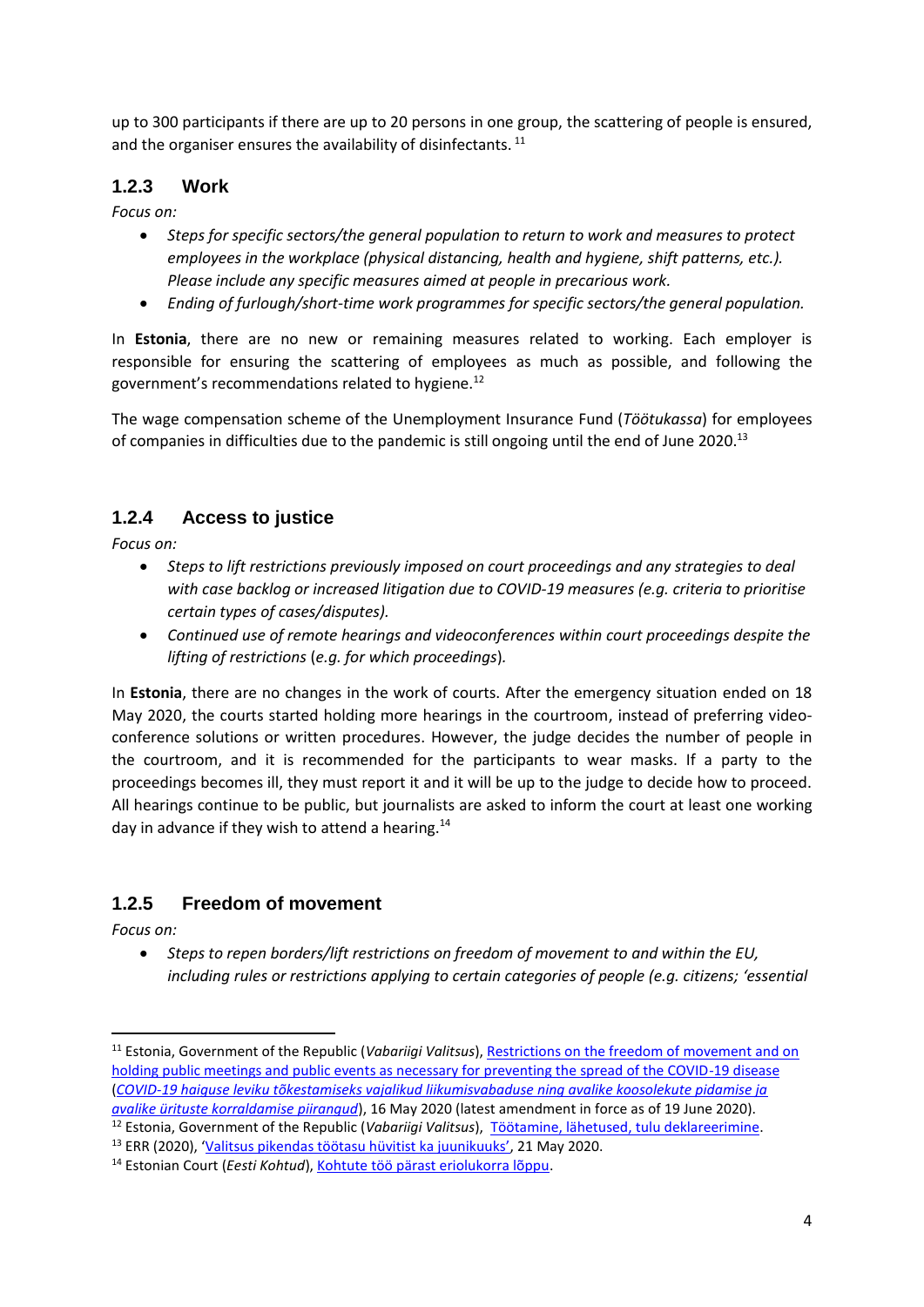up to 300 participants if there are up to 20 persons in one group, the scattering of people is ensured, and the organiser ensures the availability of disinfectants. [11]

### 1.2.3 Work

*Focus on:*

- *Steps for specific sectors/the general population to return to work and measures to protect employees in the workplace (physical distancing, health and hygiene, shift patterns, etc.). Please include any specific measures aimed at people in precarious work.*
- *Ending of furlough/short-time work programmes for specific sectors/the general population.*

In **Estonia**, there are no new or remaining measures related to working. Each employer is responsible for ensuring the scattering of employees as much as possible, and following the government's recommendations related to hygiene.[12]

The wage compensation scheme of the Unemployment Insurance Fund (*Töötukassa*) for employees of companies in difficulties due to the pandemic is still ongoing until the end of June 2020.[13]

### 1.2.4 Access to justice

*Focus on:*

- *Steps to lift restrictions previously imposed on court proceedings and any strategies to deal with case backlog or increased litigation due to COVID-19 measures (e.g. criteria to prioritise certain types of cases/disputes).*
- *Continued use of remote hearings and videoconferences within court proceedings despite the lifting of restrictions (e.g. for which proceedings).*

In **Estonia**, there are no changes in the work of courts. After the emergency situation ended on 18 May 2020, the courts started holding more hearings in the courtroom, instead of preferring video-conference solutions or written procedures. However, the judge decides the number of people in the courtroom, and it is recommended for the participants to wear masks. If a party to the proceedings becomes ill, they must report it and it will be up to the judge to decide how to proceed. All hearings continue to be public, but journalists are asked to inform the court at least one working day in advance if they wish to attend a hearing.[14]

### 1.2.5 Freedom of movement

*Focus on:*

- *Steps to repen borders/lift restrictions on freedom of movement to and within the EU, including rules or restrictions applying to certain categories of people (e.g. citizens; 'essential*

---

[11] Estonia, Government of the Republic (*Vabariigi Valitsus*), Restrictions on the freedom of movement and on holding public meetings and public events as necessary for preventing the spread of the COVID-19 disease (*COVID-19 haiguse leviku tõkestamiseks vajalikud liikumisvabaduse ning avalike koosolekute pidamise ja avalike ürituste korraldamise piirangud*), 16 May 2020 (latest amendment in force as of 19 June 2020).

[12] Estonia, Government of the Republic (*Vabariigi Valitsus*), Töötamine, lähetused, tulu deklareerimine.

[13] ERR (2020), 'Valitsus pikendas töötasu hüvitist ka juunikuuks', 21 May 2020.

[14] Estonian Court (*Eesti Kohtud*), Kohtute töö pärast eriolukorra lõppu.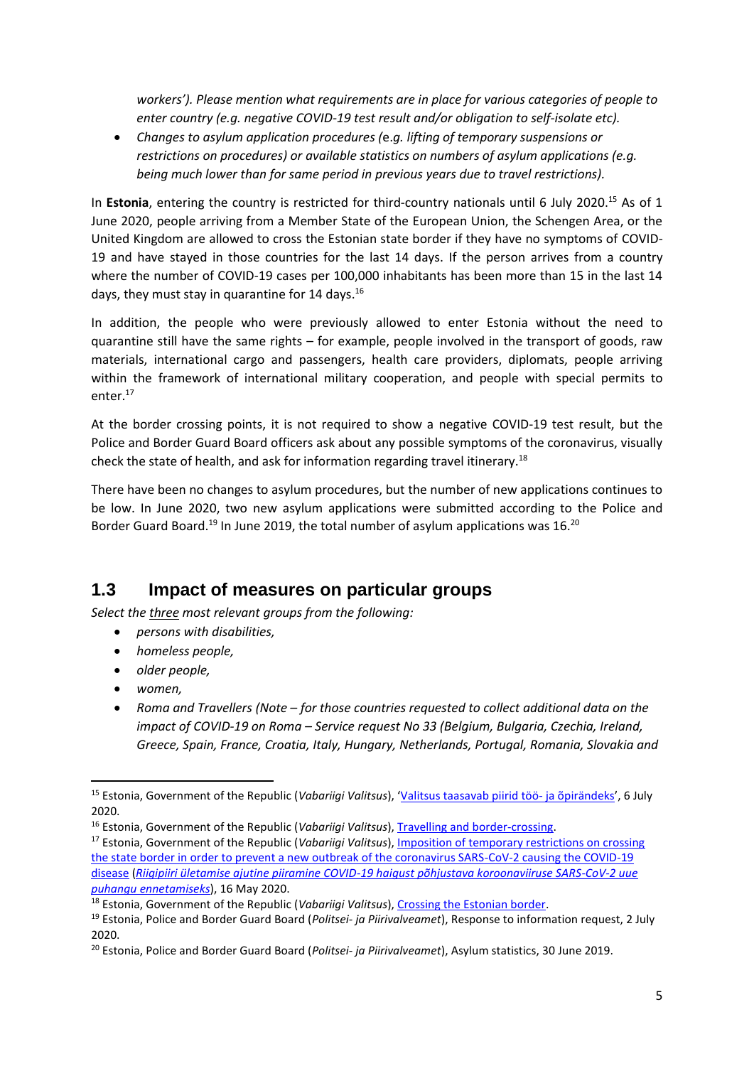*workers'). Please mention what requirements are in place for various categories of people to enter country (e.g. negative COVID-19 test result and/or obligation to self-isolate etc).*

- *Changes to asylum application procedures (e.g. lifting of temporary suspensions or restrictions on procedures) or available statistics on numbers of asylum applications (e.g. being much lower than for same period in previous years due to travel restrictions).*

In **Estonia**, entering the country is restricted for third-country nationals until 6 July 2020.[15] As of 1 June 2020, people arriving from a Member State of the European Union, the Schengen Area, or the United Kingdom are allowed to cross the Estonian state border if they have no symptoms of COVID-19 and have stayed in those countries for the last 14 days. If the person arrives from a country where the number of COVID-19 cases per 100,000 inhabitants has been more than 15 in the last 14 days, they must stay in quarantine for 14 days.[16]

In addition, the people who were previously allowed to enter Estonia without the need to quarantine still have the same rights – for example, people involved in the transport of goods, raw materials, international cargo and passengers, health care providers, diplomats, people arriving within the framework of international military cooperation, and people with special permits to enter.[17]

At the border crossing points, it is not required to show a negative COVID-19 test result, but the Police and Border Guard Board officers ask about any possible symptoms of the coronavirus, visually check the state of health, and ask for information regarding travel itinerary.[18]

There have been no changes to asylum procedures, but the number of new applications continues to be low. In June 2020, two new asylum applications were submitted according to the Police and Border Guard Board.[19] In June 2019, the total number of asylum applications was 16.[20]

## 1.3 Impact of measures on particular groups

*Select the <u>three</u> most relevant groups from the following:*

- *persons with disabilities,*
- *homeless people,*
- *older people,*
- *women,*
- *Roma and Travellers (Note – for those countries requested to collect additional data on the impact of COVID-19 on Roma – Service request No 33 (Belgium, Bulgaria, Czechia, Ireland, Greece, Spain, France, Croatia, Italy, Hungary, Netherlands, Portugal, Romania, Slovakia and*

---

[15] Estonia, Government of the Republic (*Vabariigi Valitsus*), '[Valitsus taasavab piirid töö- ja õpirändeks](#)', 6 July 2020.

[16] Estonia, Government of the Republic (*Vabariigi Valitsus*), [Travelling and border-crossing](#).

[17] Estonia, Government of the Republic (*Vabariigi Valitsus*), [Imposition of temporary restrictions on crossing the state border in order to prevent a new outbreak of the coronavirus SARS-CoV-2 causing the COVID-19 disease](#) (*[Riigipiiri ületamise ajutine piiramine COVID-19 haigust põhjustava koroonaviiruse SARS-CoV-2 uue puhangu ennetamiseks](#)*), 16 May 2020.

[18] Estonia, Government of the Republic (*Vabariigi Valitsus*), [Crossing the Estonian border](#).

[19] Estonia, Police and Border Guard Board (*Politsei- ja Piirivalveamet*), Response to information request, 2 July 2020.

[20] Estonia, Police and Border Guard Board (*Politsei- ja Piirivalveamet*), Asylum statistics, 30 June 2019.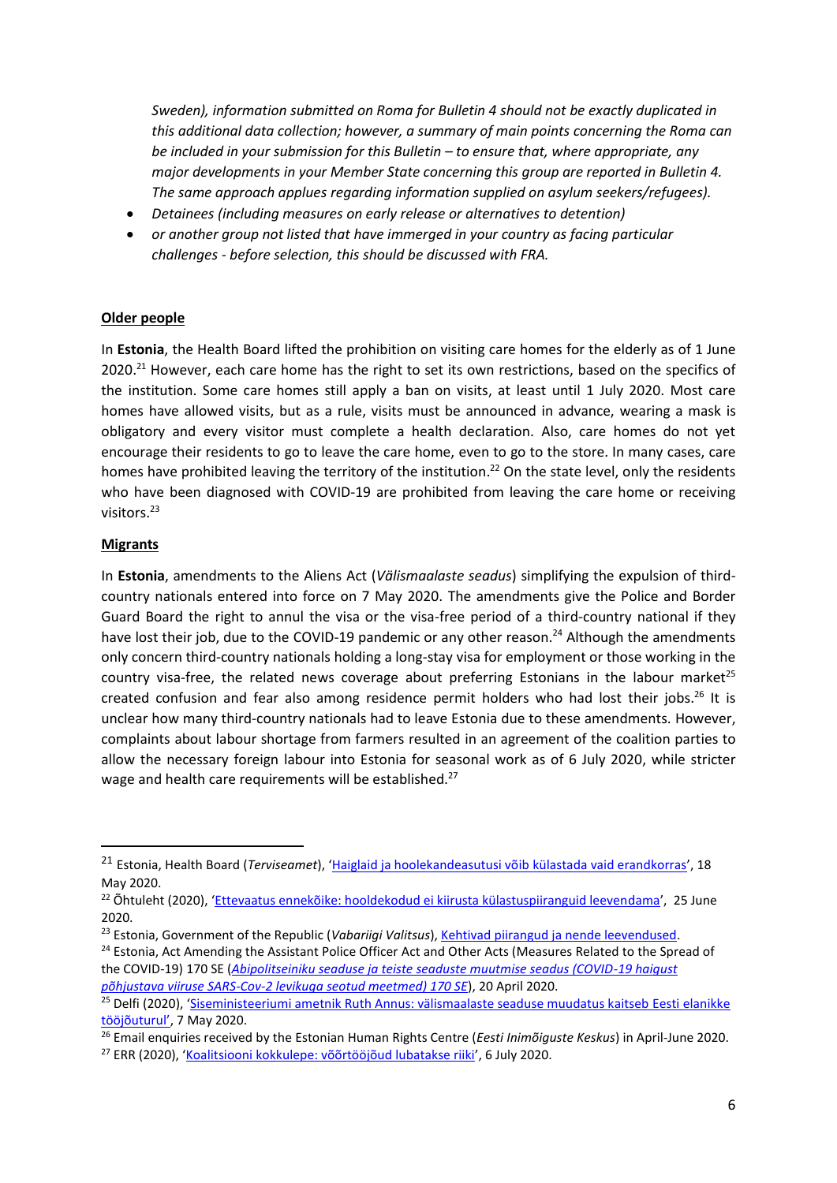*Sweden), information submitted on Roma for Bulletin 4 should not be exactly duplicated in this additional data collection; however, a summary of main points concerning the Roma can be included in your submission for this Bulletin – to ensure that, where appropriate, any major developments in your Member State concerning this group are reported in Bulletin 4. The same approach applues regarding information supplied on asylum seekers/refugees).*

- *Detainees (including measures on early release or alternatives to detention)*
- *or another group not listed that have immerged in your country as facing particular challenges - before selection, this should be discussed with FRA.*

**Older people**

In **Estonia**, the Health Board lifted the prohibition on visiting care homes for the elderly as of 1 June 2020.[21] However, each care home has the right to set its own restrictions, based on the specifics of the institution. Some care homes still apply a ban on visits, at least until 1 July 2020. Most care homes have allowed visits, but as a rule, visits must be announced in advance, wearing a mask is obligatory and every visitor must complete a health declaration. Also, care homes do not yet encourage their residents to go to leave the care home, even to go to the store. In many cases, care homes have prohibited leaving the territory of the institution.[22] On the state level, only the residents who have been diagnosed with COVID-19 are prohibited from leaving the care home or receiving visitors.[23]

**Migrants**

In **Estonia**, amendments to the Aliens Act (*Välismaalaste seadus*) simplifying the expulsion of third-country nationals entered into force on 7 May 2020. The amendments give the Police and Border Guard Board the right to annul the visa or the visa-free period of a third-country national if they have lost their job, due to the COVID-19 pandemic or any other reason.[24] Although the amendments only concern third-country nationals holding a long-stay visa for employment or those working in the country visa-free, the related news coverage about preferring Estonians in the labour market[25] created confusion and fear also among residence permit holders who had lost their jobs.[26] It is unclear how many third-country nationals had to leave Estonia due to these amendments. However, complaints about labour shortage from farmers resulted in an agreement of the coalition parties to allow the necessary foreign labour into Estonia for seasonal work as of 6 July 2020, while stricter wage and health care requirements will be established.[27]

---

[21] Estonia, Health Board (*Terviseamet*), 'Haiglaid ja hoolekandeasutusi võib külastada vaid erandkorras', 18 May 2020.

[22] Õhtuleht (2020), 'Ettevaatus ennekõike: hooldekodud ei kiirusta külastuspiiranguid leevendama', 25 June 2020.

[23] Estonia, Government of the Republic (*Vabariigi Valitsus*), Kehtivad piirangud ja nende leevendused.

[24] Estonia, Act Amending the Assistant Police Officer Act and Other Acts (Measures Related to the Spread of the COVID-19) 170 SE (*Abipolitseiniku seaduse ja teiste seaduste muutmise seadus (COVID-19 haigust põhjustava viiruse SARS-Cov-2 levikuga seotud meetmed) 170 SE*), 20 April 2020.

[25] Delfi (2020), 'Siseministeeriumi ametnik Ruth Annus: välismaalaste seaduse muudatus kaitseb Eesti elanikke tööjõuturul', 7 May 2020.

[26] Email enquiries received by the Estonian Human Rights Centre (*Eesti Inimõiguste Keskus*) in April-June 2020.

[27] ERR (2020), 'Koalitsiooni kokkulepe: võõrtööjõud lubatakse riiki', 6 July 2020.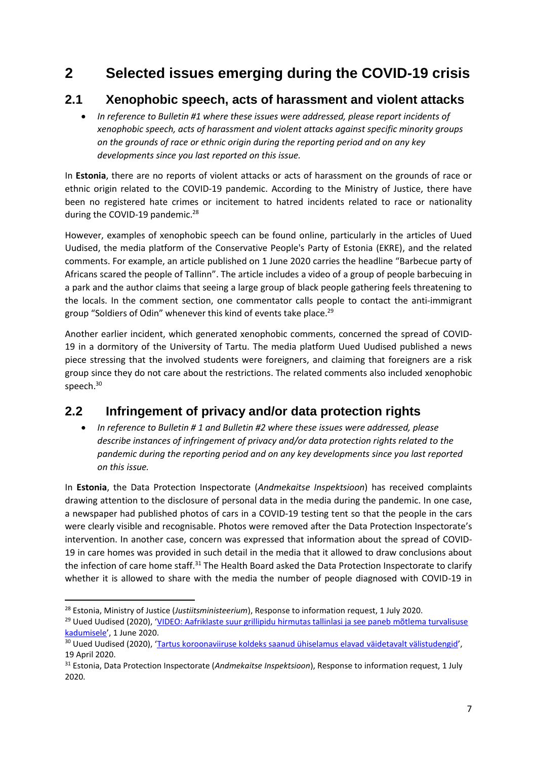# 2 Selected issues emerging during the COVID-19 crisis

## 2.1 Xenophobic speech, acts of harassment and violent attacks

- *In reference to Bulletin #1 where these issues were addressed, please report incidents of xenophobic speech, acts of harassment and violent attacks against specific minority groups on the grounds of race or ethnic origin during the reporting period and on any key developments since you last reported on this issue.*

In **Estonia**, there are no reports of violent attacks or acts of harassment on the grounds of race or ethnic origin related to the COVID-19 pandemic. According to the Ministry of Justice, there have been no registered hate crimes or incitement to hatred incidents related to race or nationality during the COVID-19 pandemic.[28]

However, examples of xenophobic speech can be found online, particularly in the articles of Uued Uudised, the media platform of the Conservative People's Party of Estonia (EKRE), and the related comments. For example, an article published on 1 June 2020 carries the headline "Barbecue party of Africans scared the people of Tallinn". The article includes a video of a group of people barbecuing in a park and the author claims that seeing a large group of black people gathering feels threatening to the locals. In the comment section, one commentator calls people to contact the anti-immigrant group "Soldiers of Odin" whenever this kind of events take place.[29]

Another earlier incident, which generated xenophobic comments, concerned the spread of COVID-19 in a dormitory of the University of Tartu. The media platform Uued Uudised published a news piece stressing that the involved students were foreigners, and claiming that foreigners are a risk group since they do not care about the restrictions. The related comments also included xenophobic speech.[30]

## 2.2 Infringement of privacy and/or data protection rights

- *In reference to Bulletin # 1 and Bulletin #2 where these issues were addressed, please describe instances of infringement of privacy and/or data protection rights related to the pandemic during the reporting period and on any key developments since you last reported on this issue.*

In **Estonia**, the Data Protection Inspectorate (*Andmekaitse Inspektsioon*) has received complaints drawing attention to the disclosure of personal data in the media during the pandemic. In one case, a newspaper had published photos of cars in a COVID-19 testing tent so that the people in the cars were clearly visible and recognisable. Photos were removed after the Data Protection Inspectorate's intervention. In another case, concern was expressed that information about the spread of COVID-19 in care homes was provided in such detail in the media that it allowed to draw conclusions about the infection of care home staff.[31] The Health Board asked the Data Protection Inspectorate to clarify whether it is allowed to share with the media the number of people diagnosed with COVID-19 in

---

[28] Estonia, Ministry of Justice (*Justiitsministeerium*), Response to information request, 1 July 2020.

[29] Uued Uudised (2020), 'VIDEO: Aafriklaste suur grillipidu hirmutas tallinlasi ja see paneb mõtlema turvalisuse kadumisele', 1 June 2020.

[30] Uued Uudised (2020), 'Tartus koroonaviiruse koldeks saanud ühiselamus elavad väidetavalt välistudengid', 19 April 2020.

[31] Estonia, Data Protection Inspectorate (*Andmekaitse Inspektsioon*), Response to information request, 1 July 2020.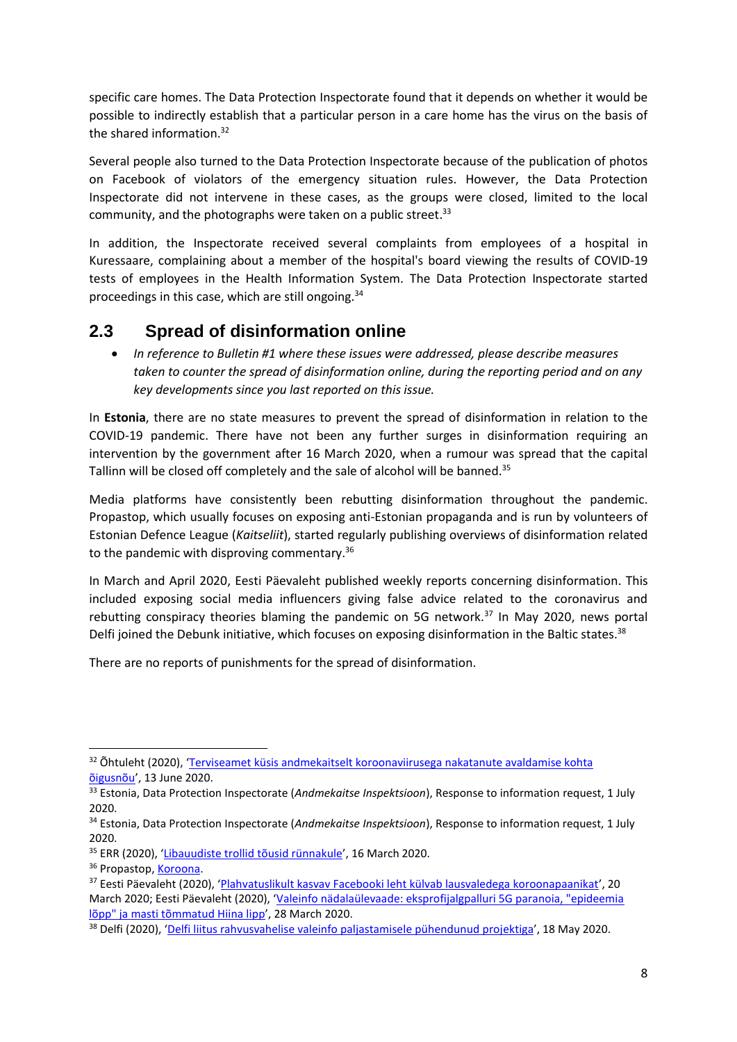specific care homes. The Data Protection Inspectorate found that it depends on whether it would be possible to indirectly establish that a particular person in a care home has the virus on the basis of the shared information.[32]

Several people also turned to the Data Protection Inspectorate because of the publication of photos on Facebook of violators of the emergency situation rules. However, the Data Protection Inspectorate did not intervene in these cases, as the groups were closed, limited to the local community, and the photographs were taken on a public street.[33]

In addition, the Inspectorate received several complaints from employees of a hospital in Kuressaare, complaining about a member of the hospital's board viewing the results of COVID-19 tests of employees in the Health Information System. The Data Protection Inspectorate started proceedings in this case, which are still ongoing.[34]

## 2.3 Spread of disinformation online

- *In reference to Bulletin #1 where these issues were addressed, please describe measures taken to counter the spread of disinformation online, during the reporting period and on any key developments since you last reported on this issue.*

In **Estonia**, there are no state measures to prevent the spread of disinformation in relation to the COVID-19 pandemic. There have not been any further surges in disinformation requiring an intervention by the government after 16 March 2020, when a rumour was spread that the capital Tallinn will be closed off completely and the sale of alcohol will be banned.[35]

Media platforms have consistently been rebutting disinformation throughout the pandemic. Propastop, which usually focuses on exposing anti-Estonian propaganda and is run by volunteers of Estonian Defence League (*Kaitseliit*), started regularly publishing overviews of disinformation related to the pandemic with disproving commentary.[36]

In March and April 2020, Eesti Päevaleht published weekly reports concerning disinformation. This included exposing social media influencers giving false advice related to the coronavirus and rebutting conspiracy theories blaming the pandemic on 5G network.[37] In May 2020, news portal Delfi joined the Debunk initiative, which focuses on exposing disinformation in the Baltic states.[38]

There are no reports of punishments for the spread of disinformation.

---

[32] Õhtuleht (2020), 'Terviseamet küsis andmekaitselt koroonaviirusega nakatanute avaldamise kohta õigusnõu', 13 June 2020.

[33] Estonia, Data Protection Inspectorate (*Andmekaitse Inspektsioon*), Response to information request, 1 July 2020.

[34] Estonia, Data Protection Inspectorate (*Andmekaitse Inspektsioon*), Response to information request, 1 July 2020.

[35] ERR (2020), 'Libauudiste trollid tõusid rünnakule', 16 March 2020.

[36] Propastop, Koroona.

[37] Eesti Päevaleht (2020), 'Plahvatuslikult kasvav Facebooki leht külvab lausvaledega koroonapaanikat', 20 March 2020; Eesti Päevaleht (2020), 'Valeinfo nädalaülevaade: eksprofijalgpalluri 5G paranoia, "epideemia lõpp" ja masti tõmmatud Hiina lipp', 28 March 2020.

[38] Delfi (2020), 'Delfi liitus rahvusvahelise valeinfo paljastamisele pühendunud projektiga', 18 May 2020.